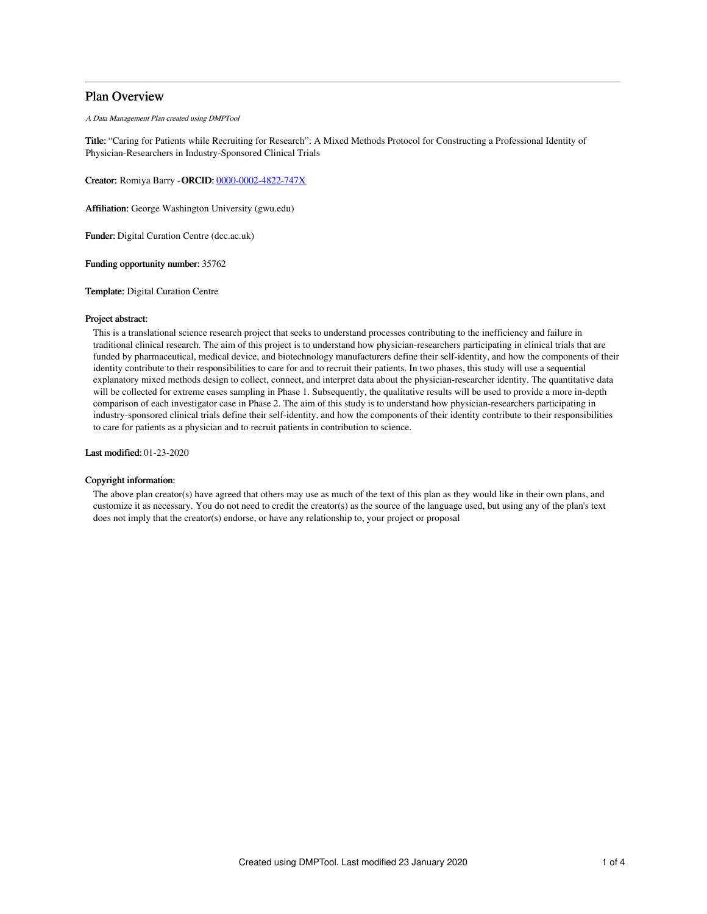# Plan Overview

*A Data Management Plan created using DMPTool*

**Title:** "Caring for Patients while Recruiting for Research": A Mixed Methods Protocol for Constructing a Professional Identity of Physician-Researchers in Industry-Sponsored Clinical Trials

**Creator:** Romiya Barry - **ORCID:** [0000-0002-4822-747X](https://orcid.org/0000-0002-4822-747X)

**Affiliation:** George Washington University (gwu.edu)

**Funder:** Digital Curation Centre (dcc.ac.uk)

**Funding opportunity number:** 35762

**Template:** Digital Curation Centre

**Project abstract:**

This is a translational science research project that seeks to understand processes contributing to the inefficiency and failure in traditional clinical research. The aim of this project is to understand how physician-researchers participating in clinical trials that are funded by pharmaceutical, medical device, and biotechnology manufacturers define their self-identity, and how the components of their identity contribute to their responsibilities to care for and to recruit their patients. In two phases, this study will use a sequential explanatory mixed methods design to collect, connect, and interpret data about the physician-researcher identity. The quantitative data will be collected for extreme cases sampling in Phase 1. Subsequently, the qualitative results will be used to provide a more in-depth comparison of each investigator case in Phase 2. The aim of this study is to understand how physician-researchers participating in industry-sponsored clinical trials define their self-identity, and how the components of their identity contribute to their responsibilities to care for patients as a physician and to recruit patients in contribution to science.

**Last modified:** 01-23-2020

**Copyright information:**

The above plan creator(s) have agreed that others may use as much of the text of this plan as they would like in their own plans, and customize it as necessary. You do not need to credit the creator(s) as the source of the language used, but using any of the plan's text does not imply that the creator(s) endorse, or have any relationship to, your project or proposal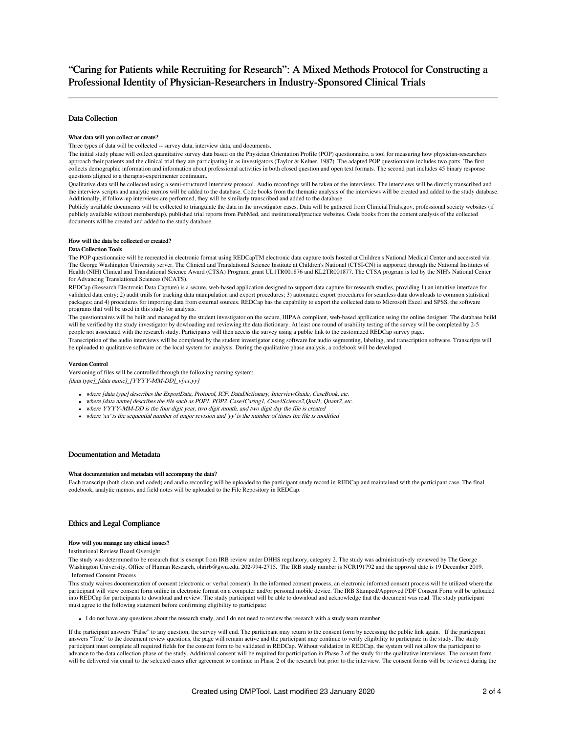# "Caring for Patients while Recruiting for Research": A Mixed Methods Protocol for Constructing a Professional Identity of Physician-Researchers in Industry-Sponsored Clinical Trials

## Data Collection

#### What data will you collect or create?

Three types of data will be collected -- survey data, interview data, and documents.

The initial study phase will collect quantitative survey data based on the Physician Orientation Profile (POP) questionnaire, a tool for measuring how physician-researchers approach their patients and the clinical trial they are participating in as investigators (Taylor & Kelner, 1987). The adapted POP questionnaire includes two parts. The first collects demographic information and information about professional activities in both closed question and open text formats. The second part includes 45 binary response questions aligned to a therapist-experimenter continuum.

Qualitative data will be collected using a semi-structured interview protocol. Audio recordings will be taken of the interviews. The interviews will be directly transcribed and the interview scripts and analytic memos will be added to the database. Code books from the thematic analysis of the interviews will be created and added to the study database. Additionally, if follow-up interviews are performed, they will be similarly transcribed and added to the database.

Publicly available documents will be collected to triangulate the data in the investigator cases. Data will be gathered from ClinicialTrials.gov, professional society websites (if publicly available without membership), published trial reports from PubMed, and institutional/practice websites. Code books from the content analysis of the collected documents will be created and added to the study database.

#### How will the data be collected or created?

**Data Collection Tools**

The POP questionnaire will be recreated in electronic format using REDCapTM electronic data capture tools hosted at Children's National Medical Center and accessted via The George Washington University server. The Clinical and Translational Science Institute at Children's National (CTSI-CN) is supported through the National Institutes of Health (NIH) Clinical and Translational Science Award (CTSA) Program, grant UL1TR001876 and KL2TR001877. The CTSA program is led by the NIH's National Center for Advancing Translational Sciences (NCATS).

REDCap (Research Electronic Data Capture) is a secure, web-based application designed to support data capture for research studies, providing 1) an intuitive interface for validated data entry; 2) audit trails for tracking data manipulation and export procedures; 3) automated export procedures for seamless data downloads to common statistical packages; and 4) procedures for importing data from external sources. REDCap has the capability to export the collected data to Microsoft Excel and SPSS, the software programs that will be used in this study for analysis.

The questionnaires will be built and managed by the student investigator on the secure, HIPAA compliant, web-based application using the online designer. The database build will be verified by the study investigator by dowloading and reviewing the data dictionary. At least one round of usability testing of the survey will be completed by 2-5 people not associated with the research study. Participants will then access the survey using a public link to the customized REDCap survey page.

Transcription of the audio interviews will be completed by the student investigator using software for audio segmenting, labeling, and transcription software. Transcripts will be uploaded to qualitative software on the local system for analysis. During the qualitative phase analysis, a codebook will be developed.

**Version Control**

Versioning of files will be controlled through the following naming system:

*[data type]_[data name]_[YYYY-MM-DD]_v[xx.yy]*

- *where [data type] describes the ExportData, Protocol, ICF, DataDictionary, InterviewGuide, CaseBook, etc.*
- *where [data name] describes the file such as POP1, POP2, Case4Caring1, Case4Science2,Qual1, Quant2, etc.*
- *where YYYY-MM-DD is the four digit year, two digit month, and two digit day the file is created*
- *where 'xx' is the sequential number of major revision and 'yy' is the number of times the file is modified*

## Documentation and Metadata

#### What documentation and metadata will accompany the data?

Each transcript (both clean and coded) and audio recording will be uploaded to the participant study record in REDCap and maintained with the participant case. The final codebook, analytic memos, and field notes will be uploaded to the File Repository in REDCap.

## Ethics and Legal Compliance

#### How will you manage any ethical issues?

Institutional Review Board Oversight

The study was determined to be research that is exempt from IRB review under DHHS regulatory, category 2. The study was administratively reviewed by The George Washington University, Office of Human Research, ohrirb@gwu.edu, 202-994-2715. The IRB study number is NCR191792 and the approval date is 19 December 2019.

Informed Consent Process

This study waives documentation of consent (electronic or verbal consent). In the informed consent process, an electronic informed consent process will be utilized where the participant will view consent form online in electronic format on a computer and/or personal mobile device. The IRB Stamped/Approved PDF Consent Form will be uploaded into REDCap for participants to download and review. The study participant will be able to download and acknowledge that the document was read. The study participant must agree to the following statement before confirming eligibility to participate:

- I do not have any questions about the research study, and I do not need to review the research with a study team member

If the participant answers 'False' to any question, the survey will end. The participant may return to the consent form by accessing the public link again. If the participant answers "True" to the document review questions, the page will remain active and the participant may continue to verify eligibility to participate in the study. The study participant must complete all required fields for the consent form to be validated in REDCap. Without validation in REDCap, the system will not allow the participant to advance to the data collection phase of the study. Additional consent will be required for participation in Phase 2 of the study for the qualitative interviews. The consent form will be delivered via email to the selected cases after agreement to continue in Phase 2 of the research but prior to the interview. The consent forms will be reviewed during the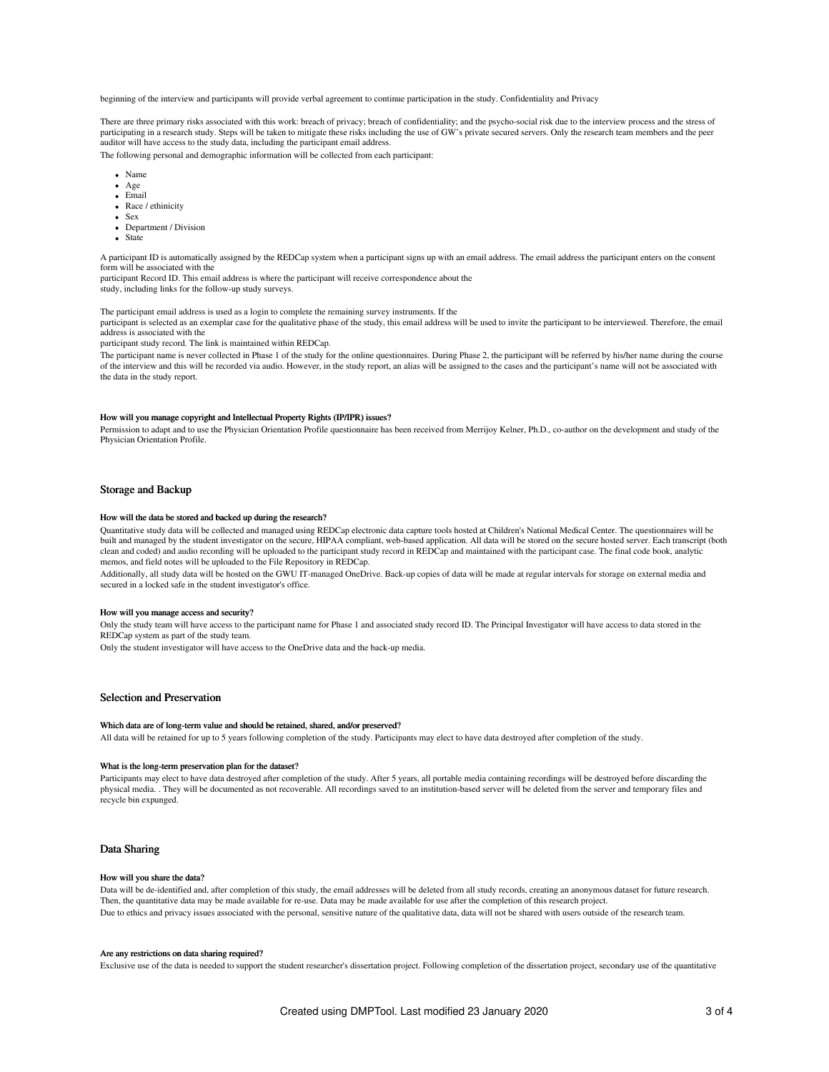beginning of the interview and participants will provide verbal agreement to continue participation in the study. Confidentiality and Privacy

There are three primary risks associated with this work: breach of privacy; breach of confidentiality; and the psycho-social risk due to the interview process and the stress of participating in a research study. Steps will be taken to mitigate these risks including the use of GW's private secured servers. Only the research team members and the peer auditor will have access to the study data, including the participant email address.

The following personal and demographic information will be collected from each participant:

- Name
- Age
- Email
- Race / ethinicity
- Sex
- Department / Division
- State

A participant ID is automatically assigned by the REDCap system when a participant signs up with an email address. The email address the participant enters on the consent form will be associated with the participant Record ID. This email address is where the participant will receive correspondence about the study, including links for the follow-up study surveys.

The participant email address is used as a login to complete the remaining survey instruments. If the participant is selected as an exemplar case for the qualitative phase of the study, this email address will be used to invite the participant to be interviewed. Therefore, the email address is associated with the participant study record. The link is maintained within REDCap.

The participant name is never collected in Phase 1 of the study for the online questionnaires. During Phase 2, the participant will be referred by his/her name during the course of the interview and this will be recorded via audio. However, in the study report, an alias will be assigned to the cases and the participant's name will not be associated with the data in the study report.

#### How will you manage copyright and Intellectual Property Rights (IP/IPR) issues?

Permission to adapt and to use the Physician Orientation Profile questionnaire has been received from Merrijoy Kelner, Ph.D., co-author on the development and study of the Physician Orientation Profile.

## Storage and Backup

#### How will the data be stored and backed up during the research?

Quantitative study data will be collected and managed using REDCap electronic data capture tools hosted at Children's National Medical Center. The questionnaires will be built and managed by the student investigator on the secure, HIPAA compliant, web-based application. All data will be stored on the secure hosted server. Each transcript (both clean and coded) and audio recording will be uploaded to the participant study record in REDCap and maintained with the participant case. The final code book, analytic memos, and field notes will be uploaded to the File Repository in REDCap.

Additionally, all study data will be hosted on the GWU IT-managed OneDrive. Back-up copies of data will be made at regular intervals for storage on external media and secured in a locked safe in the student investigator's office.

#### How will you manage access and security?

Only the study team will have access to the participant name for Phase 1 and associated study record ID. The Principal Investigator will have access to data stored in the REDCap system as part of the study team.

Only the student investigator will have access to the OneDrive data and the back-up media.

## Selection and Preservation

#### Which data are of long-term value and should be retained, shared, and/or preserved?

All data will be retained for up to 5 years following completion of the study. Participants may elect to have data destroyed after completion of the study.

#### What is the long-term preservation plan for the dataset?

Participants may elect to have data destroyed after completion of the study. After 5 years, all portable media containing recordings will be destroyed before discarding the physical media. . They will be documented as not recoverable. All recordings saved to an institution-based server will be deleted from the server and temporary files and recycle bin expunged.

## Data Sharing

#### How will you share the data?

Data will be de-identified and, after completion of this study, the email addresses will be deleted from all study records, creating an anonymous dataset for future research. Then, the quantitative data may be made available for re-use. Data may be made available for use after the completion of this research project.

Due to ethics and privacy issues associated with the personal, sensitive nature of the qualitative data, data will not be shared with users outside of the research team.

#### Are any restrictions on data sharing required?

Exclusive use of the data is needed to support the student researcher's dissertation project. Following completion of the dissertation project, secondary use of the quantitative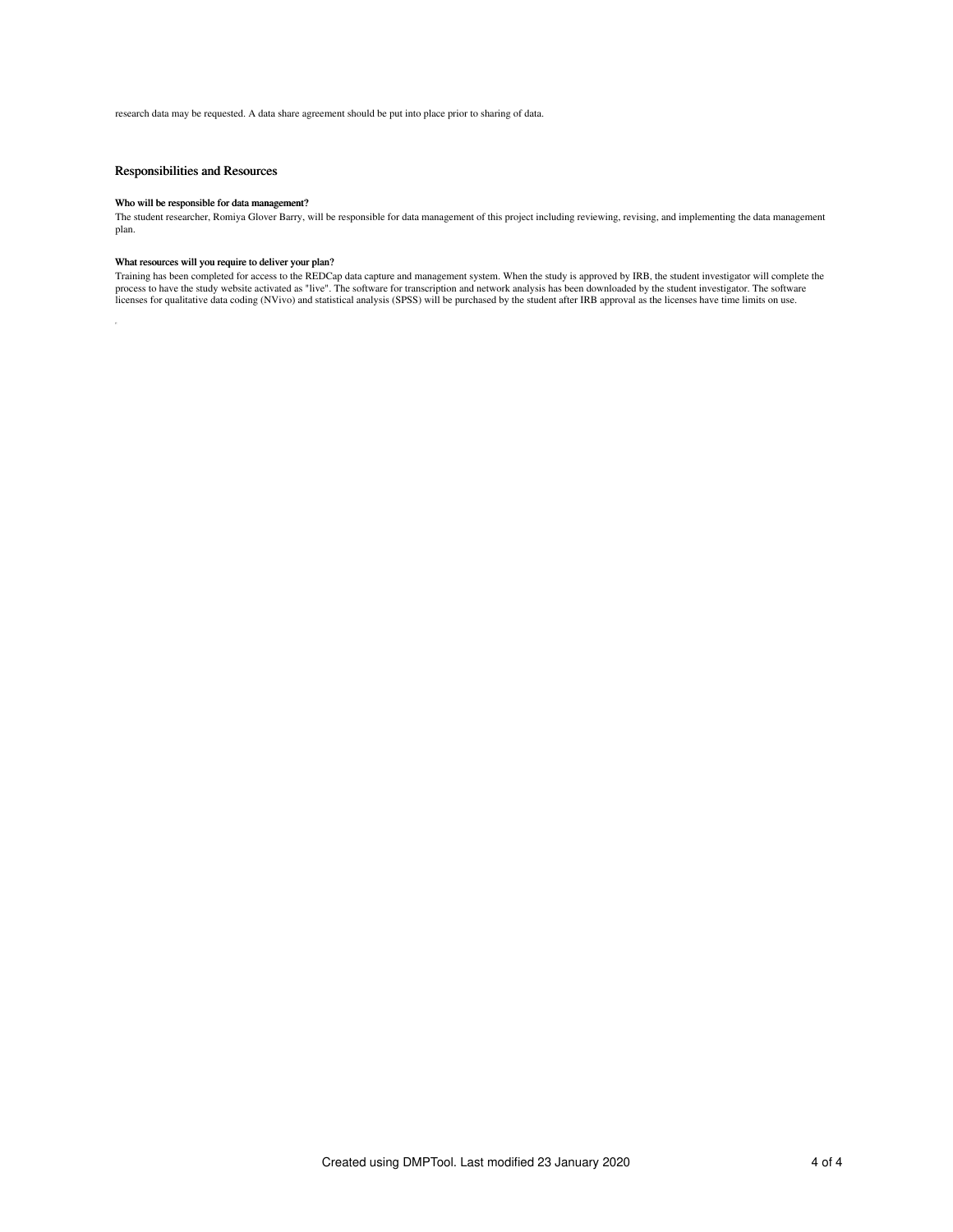research data may be requested. A data share agreement should be put into place prior to sharing of data.

## Responsibilities and Resources

**Who will be responsible for data management?**

The student researcher, Romiya Glover Barry, will be responsible for data management of this project including reviewing, revising, and implementing the data management plan.

**What resources will you require to deliver your plan?**

Training has been completed for access to the REDCap data capture and management system. When the study is approved by IRB, the student investigator will complete the process to have the study website activated as "live". The software for transcription and network analysis has been downloaded by the student investigator. The software licenses for qualitative data coding (NVivo) and statistical analysis (SPSS) will be purchased by the student after IRB approval as the licenses have time limits on use.